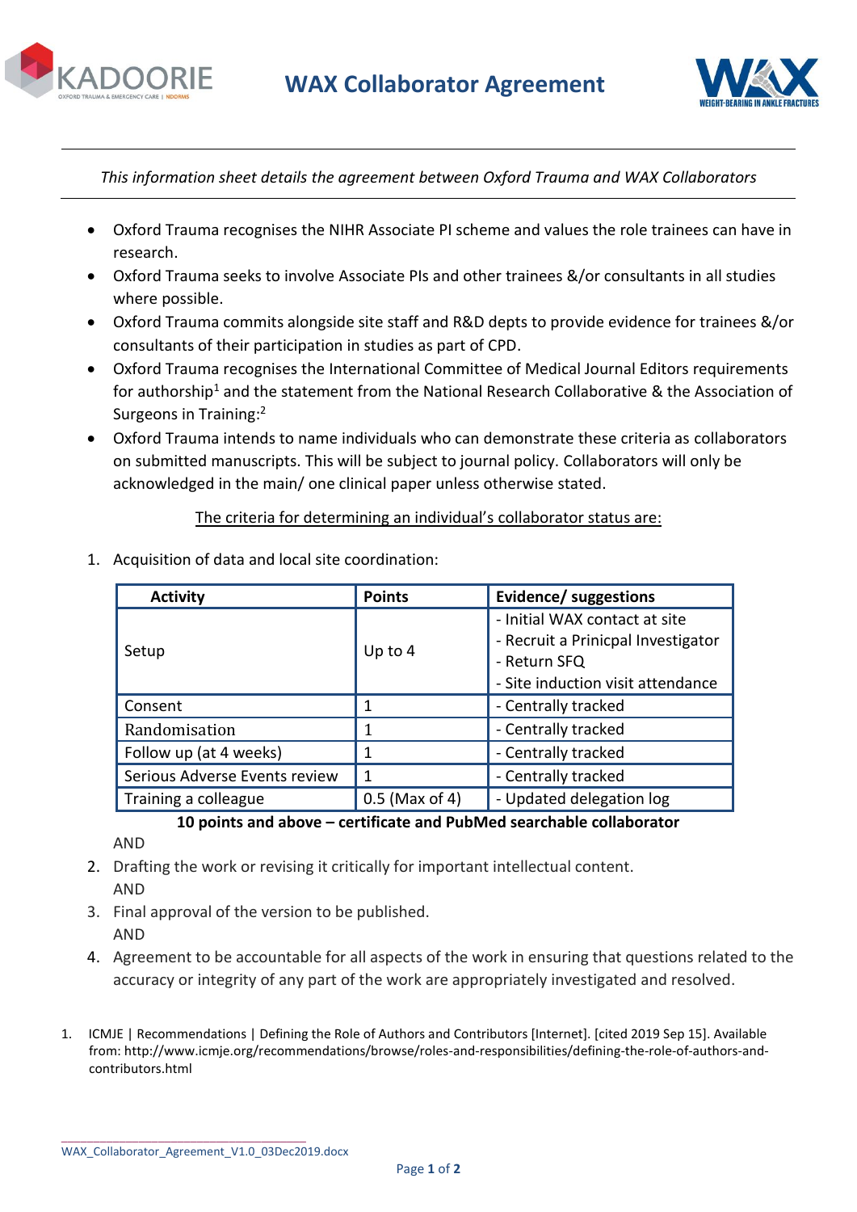# WAX Collaborator Agreement

*This information sheet details the agreement between Oxford Trauma and WAX Collaborators*

- Oxford Trauma recognises the NIHR Associate PI scheme and values the role trainees can have in research.
- Oxford Trauma seeks to involve Associate PIs and other trainees &/or consultants in all studies where possible.
- Oxford Trauma commits alongside site staff and R&D depts to provide evidence for trainees &/or consultants of their participation in studies as part of CPD.
- Oxford Trauma recognises the International Committee of Medical Journal Editors requirements for authorship[1] and the statement from the National Research Collaborative & the Association of Surgeons in Training:[2]
- Oxford Trauma intends to name individuals who can demonstrate these criteria as collaborators on submitted manuscripts. This will be subject to journal policy. Collaborators will only be acknowledged in the main/ one clinical paper unless otherwise stated.

<u>The criteria for determining an individual's collaborator status are:</u>

1. Acquisition of data and local site coordination:

| Activity | Points | Evidence/ suggestions |
|---|---|---|
| Setup | Up to 4 | - Initial WAX contact at site<br>- Recruit a Prinicpal Investigator<br>- Return SFQ<br>- Site induction visit attendance |
| Consent | 1 | - Centrally tracked |
| Randomisation | 1 | - Centrally tracked |
| Follow up (at 4 weeks) | 1 | - Centrally tracked |
| Serious Adverse Events review | 1 | - Centrally tracked |
| Training a colleague | 0.5 (Max of 4) | - Updated delegation log |

**10 points and above – certificate and PubMed searchable collaborator**

AND

2. Drafting the work or revising it critically for important intellectual content.
   AND
3. Final approval of the version to be published.
   AND
4. Agreement to be accountable for all aspects of the work in ensuring that questions related to the accuracy or integrity of any part of the work are appropriately investigated and resolved.

1. ICMJE | Recommendations | Defining the Role of Authors and Contributors [Internet]. [cited 2019 Sep 15]. Available from: http://www.icmje.org/recommendations/browse/roles-and-responsibilities/defining-the-role-of-authors-and-contributors.html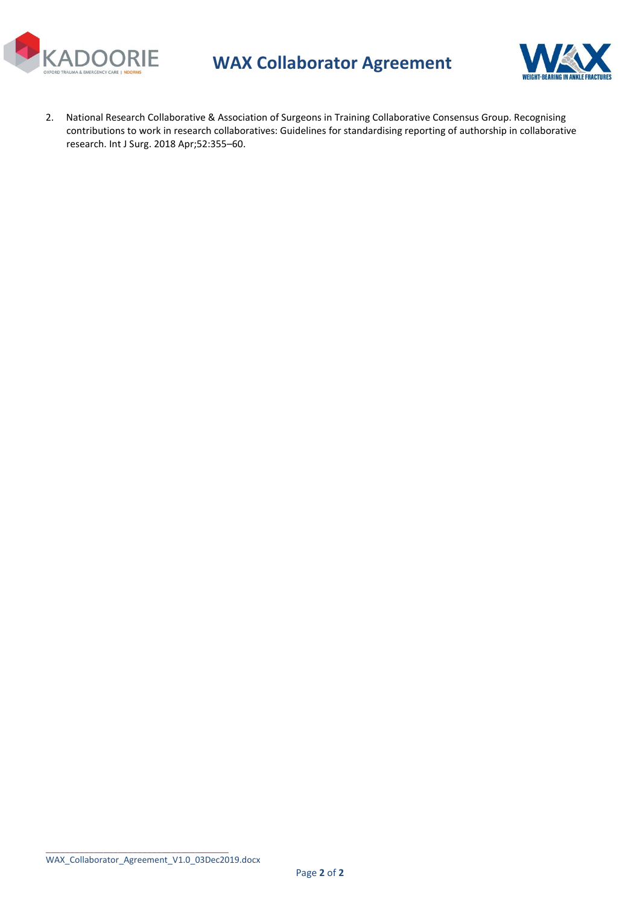2. National Research Collaborative & Association of Surgeons in Training Collaborative Consensus Group. Recognising contributions to work in research collaboratives: Guidelines for standardising reporting of authorship in collaborative research. Int J Surg. 2018 Apr;52:355–60.